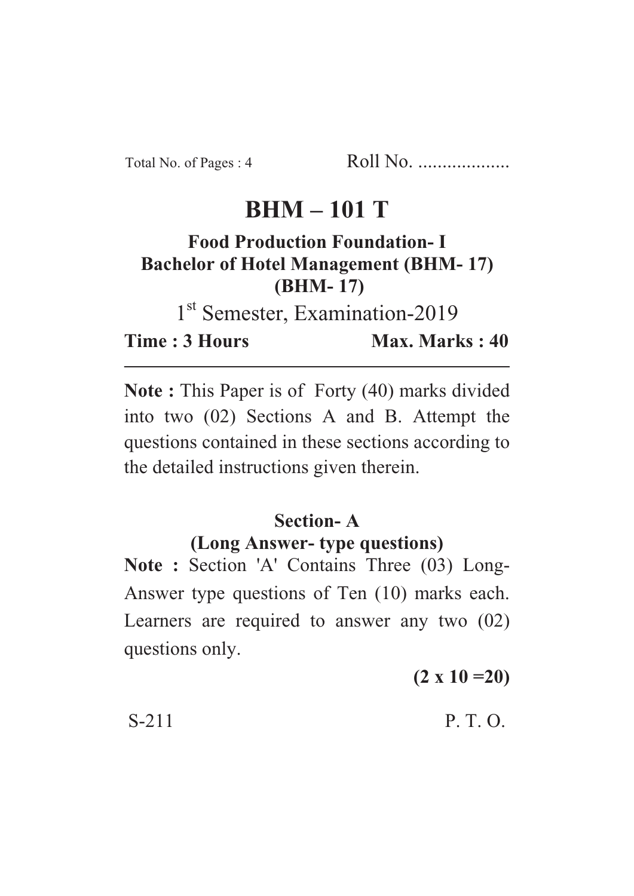Total No. of Pages : 4 Roll No. ...................

# BHM – 101 T

**Food Production Foundation- I**
**Bachelor of Hotel Management (BHM- 17)**
**(BHM- 17)**

1st Semester, Examination-2019

**Time : 3 Hours** **Max. Marks : 40**

---

**Note :** This Paper is of Forty (40) marks divided into two (02) Sections A and B. Attempt the questions contained in these sections according to the detailed instructions given therein.

## Section- A

### (Long Answer- type questions)

**Note :** Section 'A' Contains Three (03) Long-Answer type questions of Ten (10) marks each. Learners are required to answer any two (02) questions only.

**(2 x 10 =20)**

S-211 P. T. O.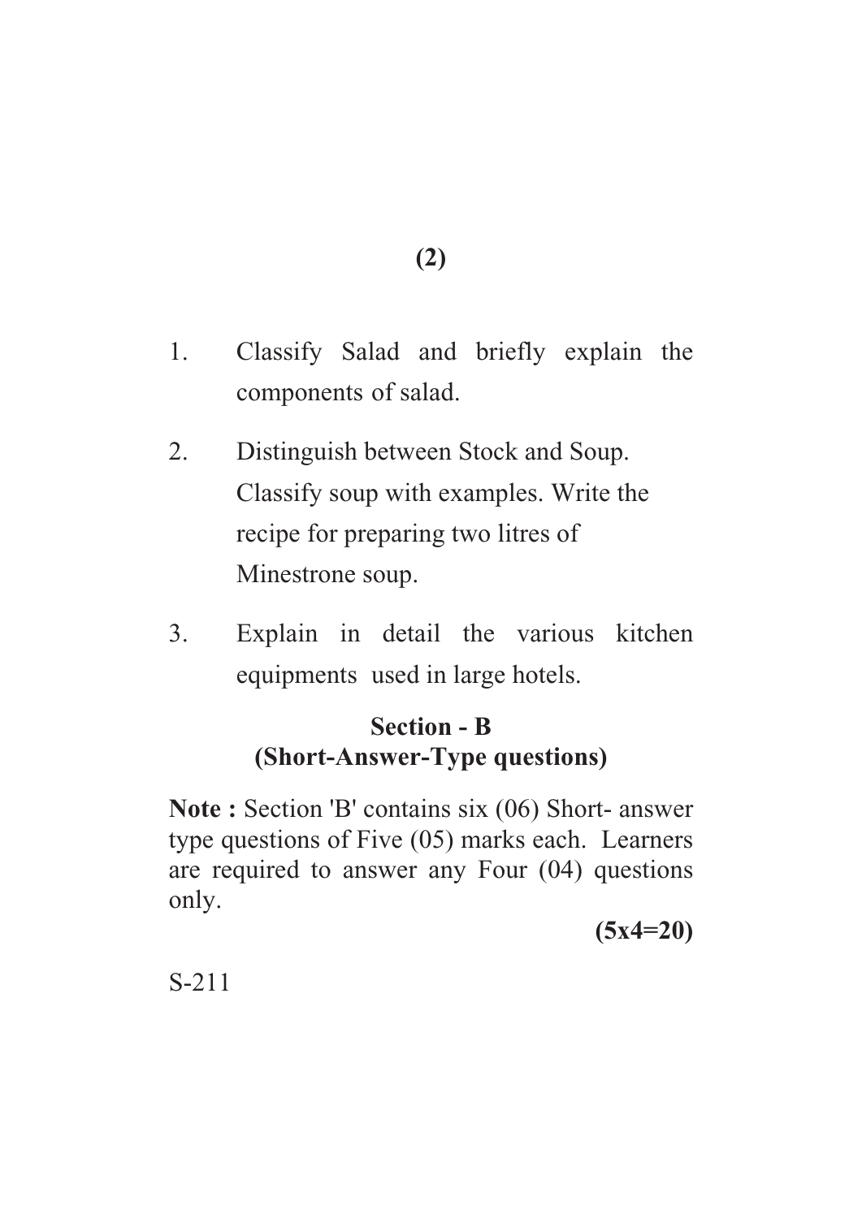1. Classify Salad and briefly explain the components of salad.

2. Distinguish between Stock and Soup. Classify soup with examples. Write the recipe for preparing two litres of Minestrone soup.

3. Explain in detail the various kitchen equipments used in large hotels.

## Section - B
## (Short-Answer-Type questions)

**Note :** Section 'B' contains six (06) Short- answer type questions of Five (05) marks each. Learners are required to answer any Four (04) questions only.

**(5x4=20)**

S-211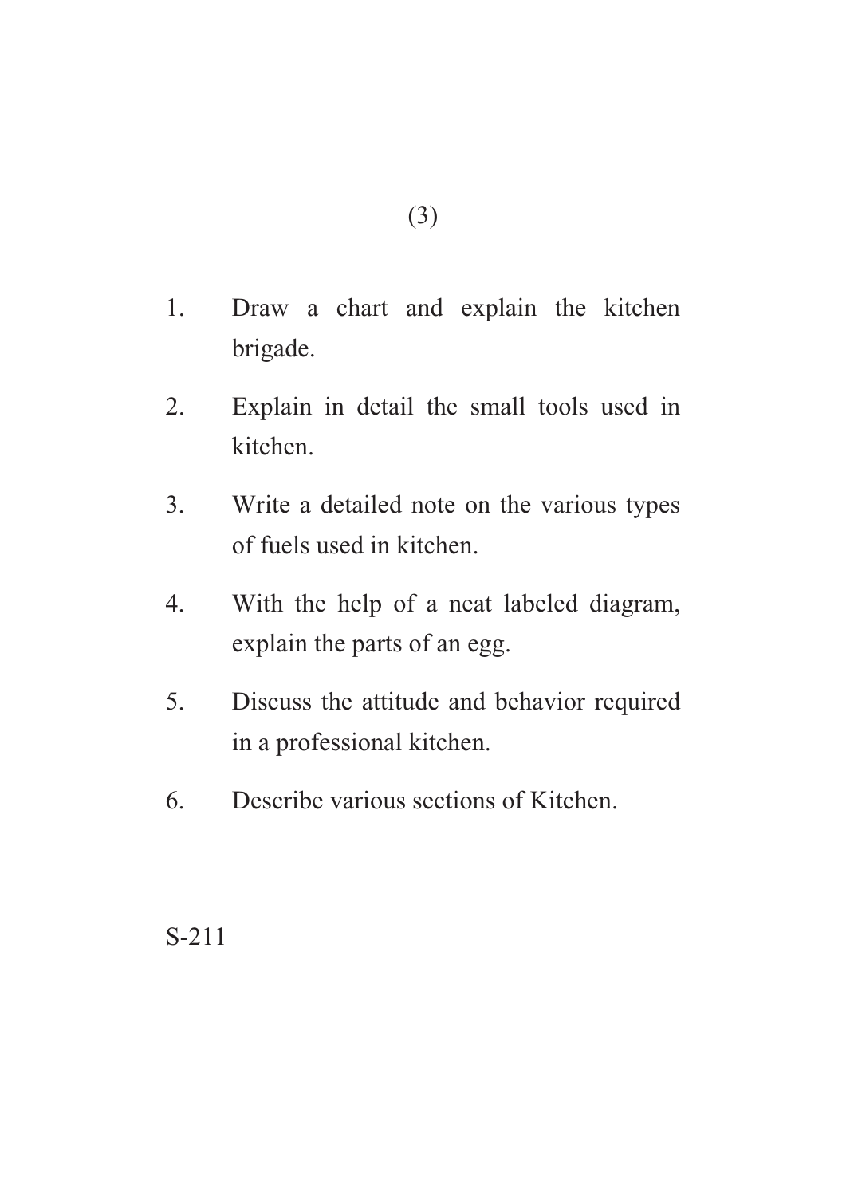1. Draw a chart and explain the kitchen brigade.
2. Explain in detail the small tools used in kitchen.
3. Write a detailed note on the various types of fuels used in kitchen.
4. With the help of a neat labeled diagram, explain the parts of an egg.
5. Discuss the attitude and behavior required in a professional kitchen.
6. Describe various sections of Kitchen.

S-211